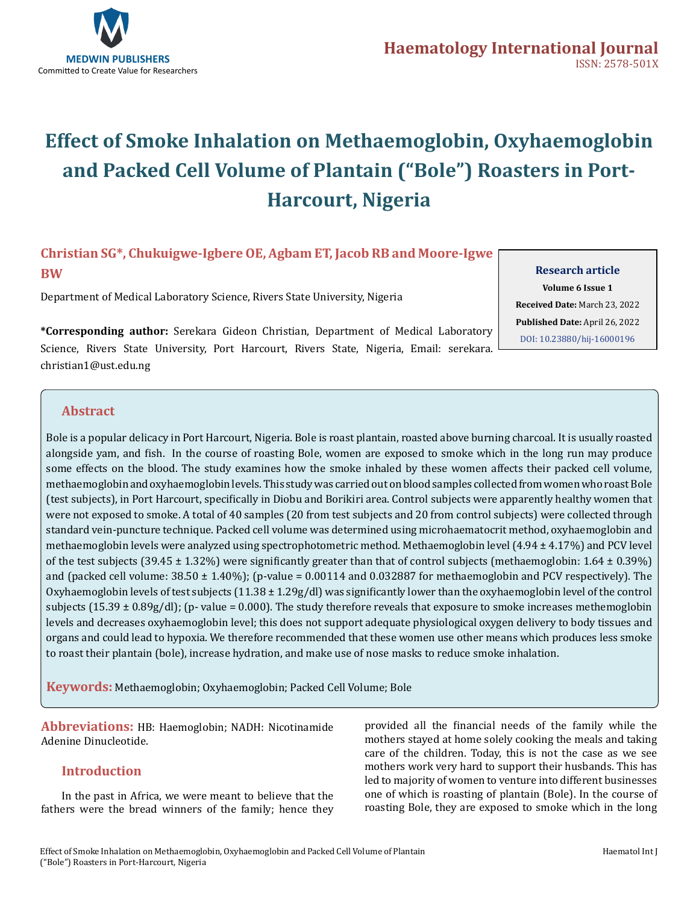MEDWIN PUBLISHERS
Committed to Create Value for Researchers

**Haematology International Journal**
ISSN: 2578-501X

# Effect of Smoke Inhalation on Methaemoglobin, Oxyhaemoglobin and Packed Cell Volume of Plantain ("Bole") Roasters in Port-Harcourt, Nigeria

**Christian SG\*, Chukuigwe-Igbere OE, Agbam ET, Jacob RB and Moore-Igwe BW**

Department of Medical Laboratory Science, Rivers State University, Nigeria

**\*Corresponding author:** Serekara Gideon Christian, Department of Medical Laboratory Science, Rivers State University, Port Harcourt, Rivers State, Nigeria, Email: serekara.christian1@ust.edu.ng

**Research article**
**Volume 6 Issue 1**
**Received Date:** March 23, 2022
**Published Date:** April 26, 2022
DOI: 10.23880/hij-16000196

## Abstract

Bole is a popular delicacy in Port Harcourt, Nigeria. Bole is roast plantain, roasted above burning charcoal. It is usually roasted alongside yam, and fish. In the course of roasting Bole, women are exposed to smoke which in the long run may produce some effects on the blood. The study examines how the smoke inhaled by these women affects their packed cell volume, methaemoglobin and oxyhaemoglobin levels. This study was carried out on blood samples collected from women who roast Bole (test subjects), in Port Harcourt, specifically in Diobu and Borikiri area. Control subjects were apparently healthy women that were not exposed to smoke. A total of 40 samples (20 from test subjects and 20 from control subjects) were collected through standard vein-puncture technique. Packed cell volume was determined using microhaematocrit method, oxyhaemoglobin and methaemoglobin levels were analyzed using spectrophotometric method. Methaemoglobin level (4.94 ± 4.17%) and PCV level of the test subjects (39.45 ± 1.32%) were significantly greater than that of control subjects (methaemoglobin: 1.64 ± 0.39%) and (packed cell volume: 38.50 ± 1.40%); (p-value = 0.00114 and 0.032887 for methaemoglobin and PCV respectively). The Oxyhaemoglobin levels of test subjects (11.38 ± 1.29g/dl) was significantly lower than the oxyhaemoglobin level of the control subjects (15.39 ± 0.89g/dl); (p- value = 0.000). The study therefore reveals that exposure to smoke increases methemoglobin levels and decreases oxyhaemoglobin level; this does not support adequate physiological oxygen delivery to body tissues and organs and could lead to hypoxia. We therefore recommended that these women use other means which produces less smoke to roast their plantain (bole), increase hydration, and make use of nose masks to reduce smoke inhalation.

**Keywords:** Methaemoglobin; Oxyhaemoglobin; Packed Cell Volume; Bole

**Abbreviations:** HB: Haemoglobin; NADH: Nicotinamide Adenine Dinucleotide.

## Introduction

In the past in Africa, we were meant to believe that the fathers were the bread winners of the family; hence they provided all the financial needs of the family while the mothers stayed at home solely cooking the meals and taking care of the children. Today, this is not the case as we see mothers work very hard to support their husbands. This has led to majority of women to venture into different businesses one of which is roasting of plantain (Bole). In the course of roasting Bole, they are exposed to smoke which in the long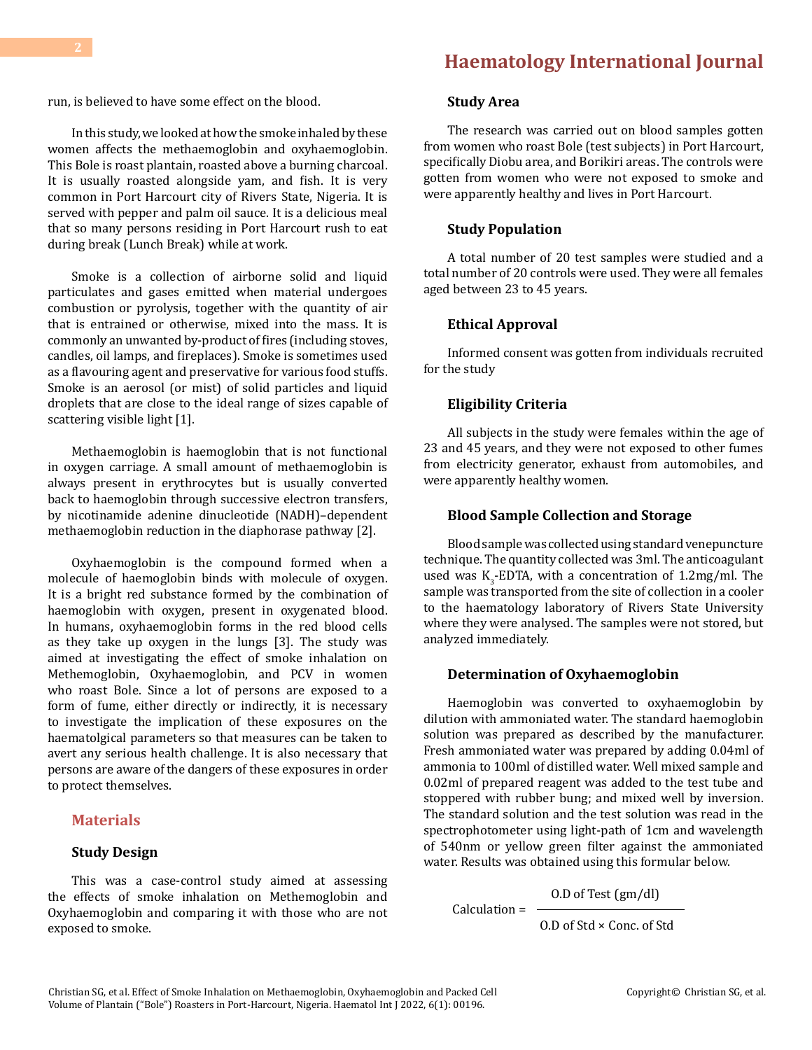run, is believed to have some effect on the blood.

In this study, we looked at how the smoke inhaled by these women affects the methaemoglobin and oxyhaemoglobin. This Bole is roast plantain, roasted above a burning charcoal. It is usually roasted alongside yam, and fish. It is very common in Port Harcourt city of Rivers State, Nigeria. It is served with pepper and palm oil sauce. It is a delicious meal that so many persons residing in Port Harcourt rush to eat during break (Lunch Break) while at work.

Smoke is a collection of airborne solid and liquid particulates and gases emitted when material undergoes combustion or pyrolysis, together with the quantity of air that is entrained or otherwise, mixed into the mass. It is commonly an unwanted by-product of fires (including stoves, candles, oil lamps, and fireplaces). Smoke is sometimes used as a flavouring agent and preservative for various food stuffs. Smoke is an aerosol (or mist) of solid particles and liquid droplets that are close to the ideal range of sizes capable of scattering visible light [1].

Methaemoglobin is haemoglobin that is not functional in oxygen carriage. A small amount of methaemoglobin is always present in erythrocytes but is usually converted back to haemoglobin through successive electron transfers, by nicotinamide adenine dinucleotide (NADH)–dependent methaemoglobin reduction in the diaphorase pathway [2].

Oxyhaemoglobin is the compound formed when a molecule of haemoglobin binds with molecule of oxygen. It is a bright red substance formed by the combination of haemoglobin with oxygen, present in oxygenated blood. In humans, oxyhaemoglobin forms in the red blood cells as they take up oxygen in the lungs [3]. The study was aimed at investigating the effect of smoke inhalation on Methemoglobin, Oxyhaemoglobin, and PCV in women who roast Bole. Since a lot of persons are exposed to a form of fume, either directly or indirectly, it is necessary to investigate the implication of these exposures on the haematolgical parameters so that measures can be taken to avert any serious health challenge. It is also necessary that persons are aware of the dangers of these exposures in order to protect themselves.

## Materials

### Study Design

This was a case-control study aimed at assessing the effects of smoke inhalation on Methemoglobin and Oxyhaemoglobin and comparing it with those who are not exposed to smoke.

### Study Area

The research was carried out on blood samples gotten from women who roast Bole (test subjects) in Port Harcourt, specifically Diobu area, and Borikiri areas. The controls were gotten from women who were not exposed to smoke and were apparently healthy and lives in Port Harcourt.

### Study Population

A total number of 20 test samples were studied and a total number of 20 controls were used. They were all females aged between 23 to 45 years.

### Ethical Approval

Informed consent was gotten from individuals recruited for the study

### Eligibility Criteria

All subjects in the study were females within the age of 23 and 45 years, and they were not exposed to other fumes from electricity generator, exhaust from automobiles, and were apparently healthy women.

### Blood Sample Collection and Storage

Blood sample was collected using standard venepuncture technique. The quantity collected was 3ml. The anticoagulant used was $K_3$-EDTA, with a concentration of 1.2mg/ml. The sample was transported from the site of collection in a cooler to the haematology laboratory of Rivers State University where they were analysed. The samples were not stored, but analyzed immediately.

### Determination of Oxyhaemoglobin

Haemoglobin was converted to oxyhaemoglobin by dilution with ammoniated water. The standard haemoglobin solution was prepared as described by the manufacturer. Fresh ammoniated water was prepared by adding 0.04ml of ammonia to 100ml of distilled water. Well mixed sample and 0.02ml of prepared reagent was added to the test tube and stoppered with rubber bung; and mixed well by inversion. The standard solution and the test solution was read in the spectrophotometer using light-path of 1cm and wavelength of 540nm or yellow green filter against the ammoniated water. Results was obtained using this formular below.

$$\text{Calculation} = \frac{\text{O.D of Test (gm/dl)}}{\text{O.D of Std} \times \text{Conc. of Std}}$$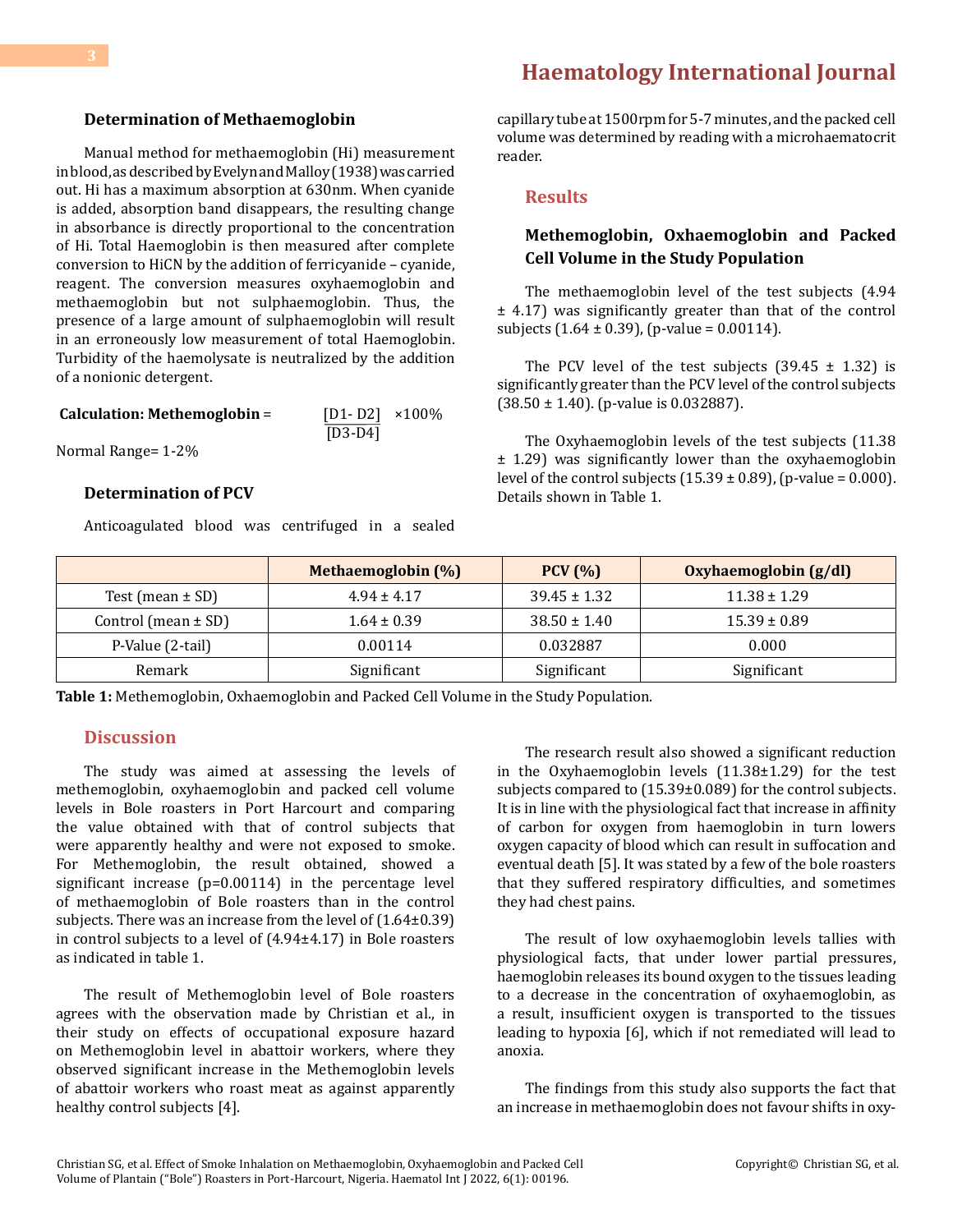### Determination of Methaemoglobin

Manual method for methaemoglobin (Hi) measurement in blood, as described by Evelyn and Malloy (1938) was carried out. Hi has a maximum absorption at 630nm. When cyanide is added, absorption band disappears, the resulting change in absorbance is directly proportional to the concentration of Hi. Total Haemoglobin is then measured after complete conversion to HiCN by the addition of ferricyanide – cyanide, reagent. The conversion measures oxyhaemoglobin and methaemoglobin but not sulphaemoglobin. Thus, the presence of a large amount of sulphaemoglobin will result in an erroneously low measurement of total Haemoglobin. Turbidity of the haemolysate is neutralized by the addition of a nonionic detergent.

**Calculation: Methemoglobin** = $\frac{[D1 - D2]}{[D3 - D4]} \times 100\%$

Normal Range= 1-2%

### Determination of PCV

Anticoagulated blood was centrifuged in a sealed capillary tube at 1500rpm for 5-7 minutes, and the packed cell volume was determined by reading with a microhaematocrit reader.

## Results

### Methemoglobin, Oxhaemoglobin and Packed Cell Volume in the Study Population

The methaemoglobin level of the test subjects (4.94 ± 4.17) was significantly greater than that of the control subjects (1.64 ± 0.39), (p-value = 0.00114).

The PCV level of the test subjects (39.45 ± 1.32) is significantly greater than the PCV level of the control subjects (38.50 ± 1.40). (p-value is 0.032887).

The Oxyhaemoglobin levels of the test subjects (11.38 ± 1.29) was significantly lower than the oxyhaemoglobin level of the control subjects (15.39 ± 0.89), (p-value = 0.000). Details shown in Table 1.

| | Methaemoglobin (%) | PCV (%) | Oxyhaemoglobin (g/dl) |
|---|---|---|---|
| Test (mean ± SD) | 4.94 ± 4.17 | 39.45 ± 1.32 | 11.38 ± 1.29 |
| Control (mean ± SD) | 1.64 ± 0.39 | 38.50 ± 1.40 | 15.39 ± 0.89 |
| P-Value (2-tail) | 0.00114 | 0.032887 | 0.000 |
| Remark | Significant | Significant | Significant |

**Table 1:** Methemoglobin, Oxhaemoglobin and Packed Cell Volume in the Study Population.

## Discussion

The study was aimed at assessing the levels of methemoglobin, oxyhaemoglobin and packed cell volume levels in Bole roasters in Port Harcourt and comparing the value obtained with that of control subjects that were apparently healthy and were not exposed to smoke. For Methemoglobin, the result obtained, showed a significant increase (p=0.00114) in the percentage level of methaemoglobin of Bole roasters than in the control subjects. There was an increase from the level of (1.64±0.39) in control subjects to a level of (4.94±4.17) in Bole roasters as indicated in table 1.

The result of Methemoglobin level of Bole roasters agrees with the observation made by Christian et al., in their study on effects of occupational exposure hazard on Methemoglobin level in abattoir workers, where they observed significant increase in the Methemoglobin levels of abattoir workers who roast meat as against apparently healthy control subjects [4].

The research result also showed a significant reduction in the Oxyhaemoglobin levels (11.38±1.29) for the test subjects compared to (15.39±0.089) for the control subjects. It is in line with the physiological fact that increase in affinity of carbon for oxygen from haemoglobin in turn lowers oxygen capacity of blood which can result in suffocation and eventual death [5]. It was stated by a few of the bole roasters that they suffered respiratory difficulties, and sometimes they had chest pains.

The result of low oxyhaemoglobin levels tallies with physiological facts, that under lower partial pressures, haemoglobin releases its bound oxygen to the tissues leading to a decrease in the concentration of oxyhaemoglobin, as a result, insufficient oxygen is transported to the tissues leading to hypoxia [6], which if not remediated will lead to anoxia.

The findings from this study also supports the fact that an increase in methaemoglobin does not favour shifts in oxy-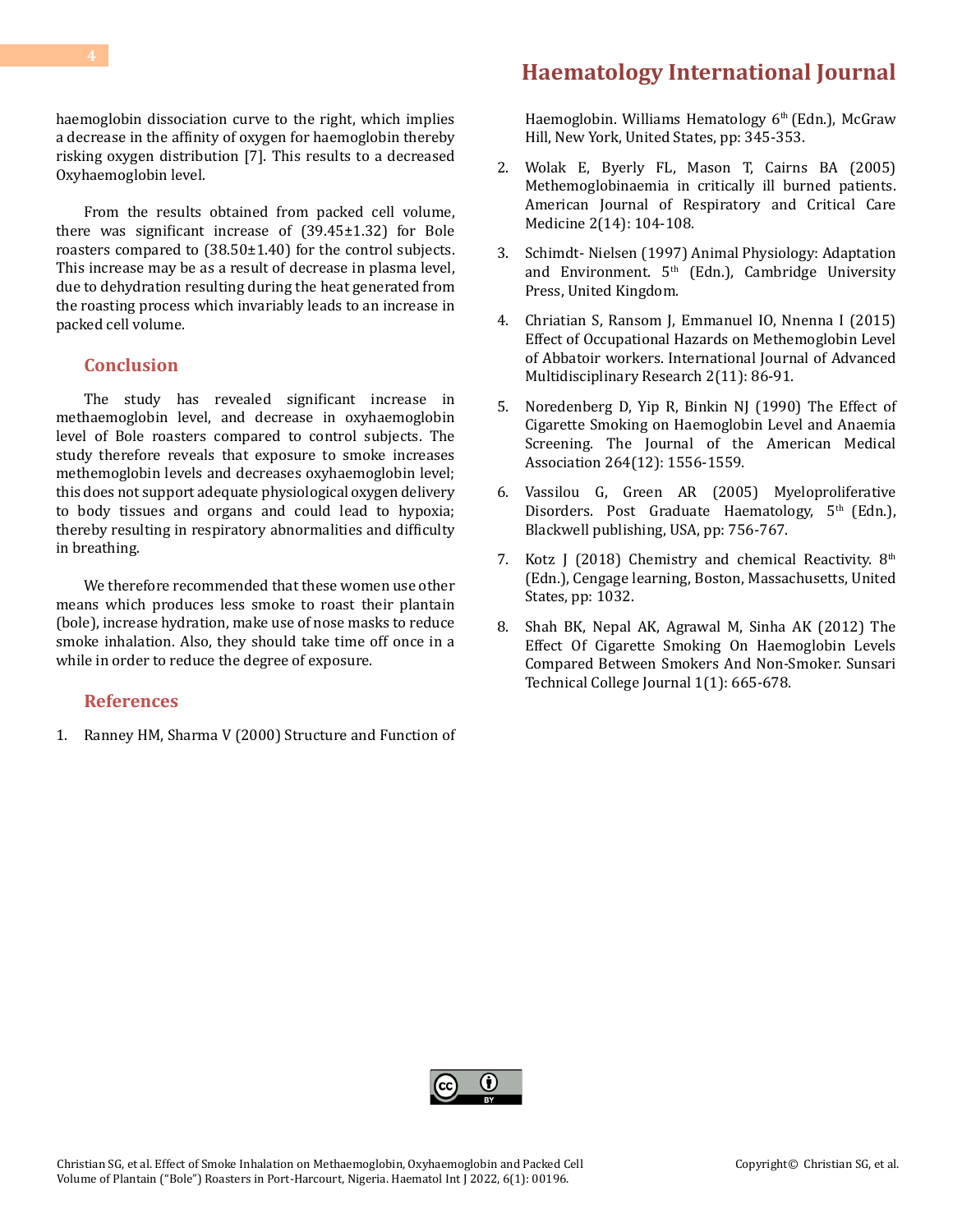haemoglobin dissociation curve to the right, which implies a decrease in the affinity of oxygen for haemoglobin thereby risking oxygen distribution [7]. This results to a decreased Oxyhaemoglobin level.

From the results obtained from packed cell volume, there was significant increase of (39.45±1.32) for Bole roasters compared to (38.50±1.40) for the control subjects. This increase may be as a result of decrease in plasma level, due to dehydration resulting during the heat generated from the roasting process which invariably leads to an increase in packed cell volume.

## Conclusion

The study has revealed significant increase in methaemoglobin level, and decrease in oxyhaemoglobin level of Bole roasters compared to control subjects. The study therefore reveals that exposure to smoke increases methemoglobin levels and decreases oxyhaemoglobin level; this does not support adequate physiological oxygen delivery to body tissues and organs and could lead to hypoxia; thereby resulting in respiratory abnormalities and difficulty in breathing.

We therefore recommended that these women use other means which produces less smoke to roast their plantain (bole), increase hydration, make use of nose masks to reduce smoke inhalation. Also, they should take time off once in a while in order to reduce the degree of exposure.

## References

1. Ranney HM, Sharma V (2000) Structure and Function of Haemoglobin. Williams Hematology 6th (Edn.), McGraw Hill, New York, United States, pp: 345-353.
2. Wolak E, Byerly FL, Mason T, Cairns BA (2005) Methemoglobinaemia in critically ill burned patients. American Journal of Respiratory and Critical Care Medicine 2(14): 104-108.
3. Schimdt- Nielsen (1997) Animal Physiology: Adaptation and Environment. 5th (Edn.), Cambridge University Press, United Kingdom.
4. Chriatian S, Ransom J, Emmanuel IO, Nnenna I (2015) Effect of Occupational Hazards on Methemoglobin Level of Abbatoir workers. International Journal of Advanced Multidisciplinary Research 2(11): 86-91.
5. Noredenberg D, Yip R, Binkin NJ (1990) The Effect of Cigarette Smoking on Haemoglobin Level and Anaemia Screening. The Journal of the American Medical Association 264(12): 1556-1559.
6. Vassilou G, Green AR (2005) Myeloproliferative Disorders. Post Graduate Haematology, 5th (Edn.), Blackwell publishing, USA, pp: 756-767.
7. Kotz J (2018) Chemistry and chemical Reactivity. 8th (Edn.), Cengage learning, Boston, Massachusetts, United States, pp: 1032.
8. Shah BK, Nepal AK, Agrawal M, Sinha AK (2012) The Effect Of Cigarette Smoking On Haemoglobin Levels Compared Between Smokers And Non-Smoker. Sunsari Technical College Journal 1(1): 665-678.